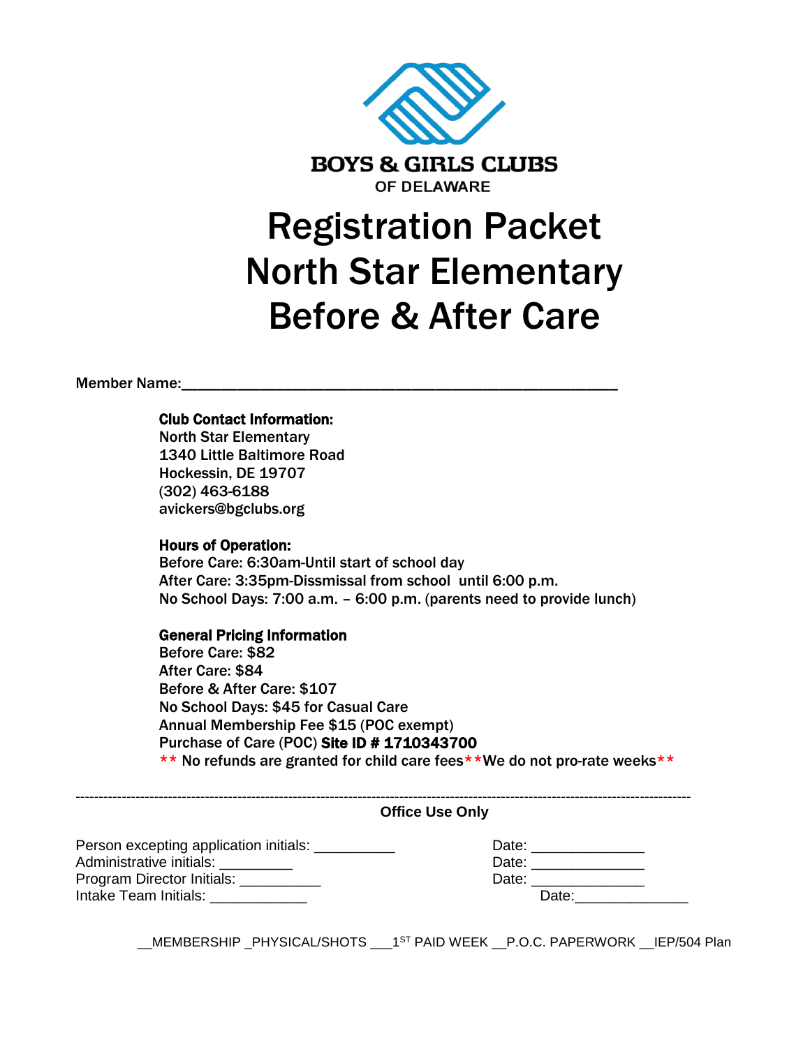**BOYS & GIRLS CLUBS**
OF DELAWARE

# Registration Packet
# North Star Elementary
# Before & After Care

Member Name:_____________________________________________________

**Club Contact Information:**
North Star Elementary
1340 Little Baltimore Road
Hockessin, DE 19707
(302) 463-6188
avickers@bgclubs.org

**Hours of Operation:**
Before Care: 6:30am-Until start of school day
After Care: 3:35pm-Dissmissal from school until 6:00 p.m.
No School Days: 7:00 a.m. – 6:00 p.m. (parents need to provide lunch)

**General Pricing Information**
Before Care: $82
After Care: $84
Before & After Care: $107
No School Days: $45 for Casual Care
Annual Membership Fee $15 (POC exempt)
Purchase of Care (POC) **Site ID # 1710343700**
** No refunds are granted for child care fees**We do not pro-rate weeks**

---

**Office Use Only**

Person excepting application initials: __________ Date: ______________
Administrative initials: _________ Date: ______________
Program Director Initials: __________ Date: ______________
Intake Team Initials: ____________ Date:______________

__MEMBERSHIP _PHYSICAL/SHOTS ___1ST PAID WEEK __P.O.C. PAPERWORK __IEP/504 Plan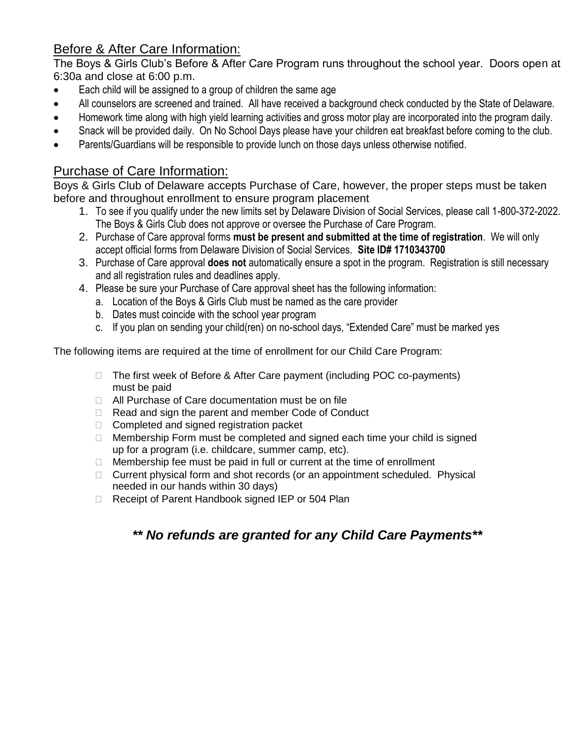## Before & After Care Information:

The Boys & Girls Club's Before & After Care Program runs throughout the school year. Doors open at 6:30a and close at 6:00 p.m.

- Each child will be assigned to a group of children the same age
- All counselors are screened and trained. All have received a background check conducted by the State of Delaware.
- Homework time along with high yield learning activities and gross motor play are incorporated into the program daily.
- Snack will be provided daily. On No School Days please have your children eat breakfast before coming to the club.
- Parents/Guardians will be responsible to provide lunch on those days unless otherwise notified.

## Purchase of Care Information:

Boys & Girls Club of Delaware accepts Purchase of Care, however, the proper steps must be taken before and throughout enrollment to ensure program placement

1. To see if you qualify under the new limits set by Delaware Division of Social Services, please call 1-800-372-2022. The Boys & Girls Club does not approve or oversee the Purchase of Care Program.
2. Purchase of Care approval forms **must be present and submitted at the time of registration**. We will only accept official forms from Delaware Division of Social Services. **Site ID# 1710343700**
3. Purchase of Care approval **does not** automatically ensure a spot in the program. Registration is still necessary and all registration rules and deadlines apply.
4. Please be sure your Purchase of Care approval sheet has the following information:
   a. Location of the Boys & Girls Club must be named as the care provider
   b. Dates must coincide with the school year program
   c. If you plan on sending your child(ren) on no-school days, "Extended Care" must be marked yes

The following items are required at the time of enrollment for our Child Care Program:

- The first week of Before & After Care payment (including POC co-payments) must be paid
- All Purchase of Care documentation must be on file
- Read and sign the parent and member Code of Conduct
- Completed and signed registration packet
- Membership Form must be completed and signed each time your child is signed up for a program (i.e. childcare, summer camp, etc).
- Membership fee must be paid in full or current at the time of enrollment
- Current physical form and shot records (or an appointment scheduled. Physical needed in our hands within 30 days)
- Receipt of Parent Handbook signed IEP or 504 Plan

***\*\* No refunds are granted for any Child Care Payments\*\****